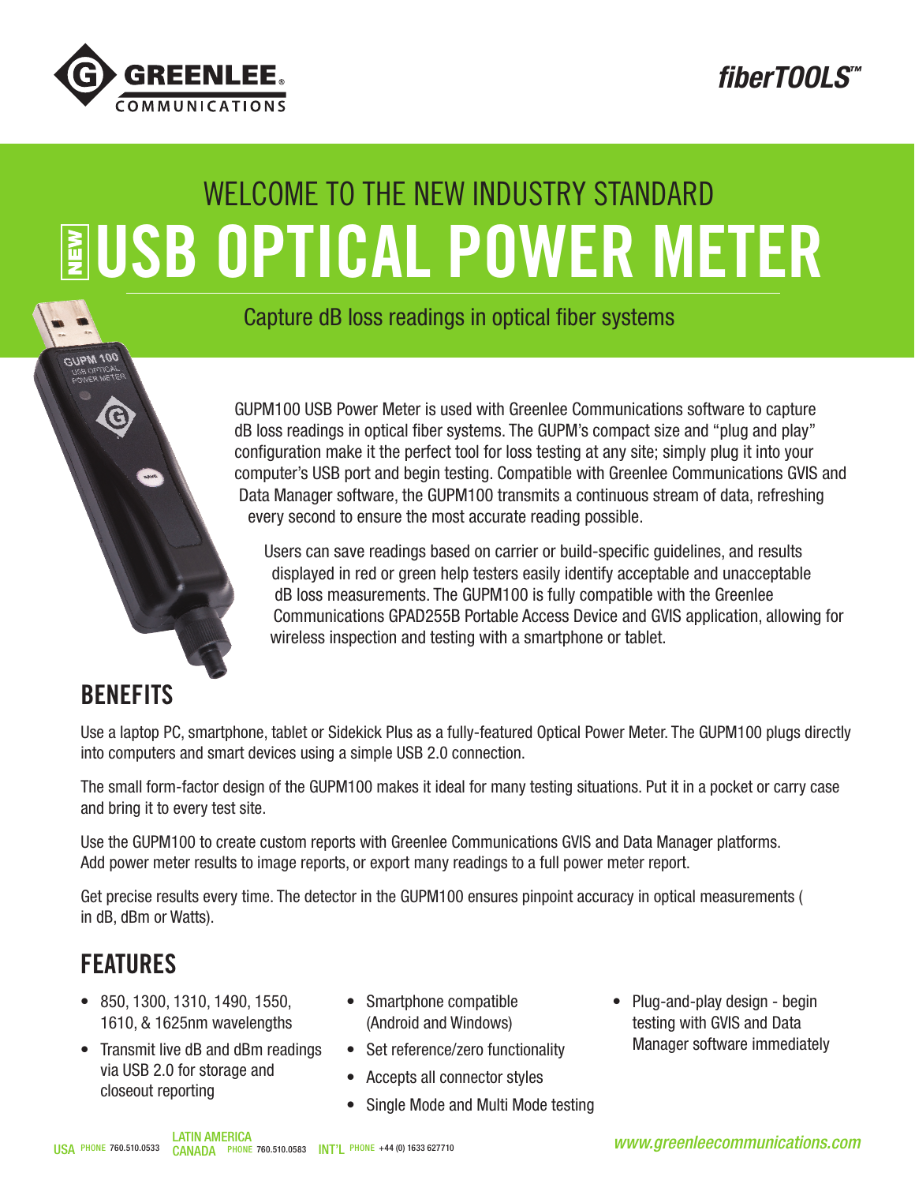**GREENLEE** COMMUNICATIONS

*fiberTOOLS™*

WELCOME TO THE NEW INDUSTRY STANDARD

# NEW USB OPTICAL POWER METER

Capture dB loss readings in optical fiber systems

GUPM100 USB Power Meter is used with Greenlee Communications software to capture dB loss readings in optical fiber systems. The GUPM's compact size and "plug and play" configuration make it the perfect tool for loss testing at any site; simply plug it into your computer's USB port and begin testing. Compatible with Greenlee Communications GVIS and Data Manager software, the GUPM100 transmits a continuous stream of data, refreshing every second to ensure the most accurate reading possible.

Users can save readings based on carrier or build-specific guidelines, and results displayed in red or green help testers easily identify acceptable and unacceptable dB loss measurements. The GUPM100 is fully compatible with the Greenlee Communications GPAD255B Portable Access Device and GVIS application, allowing for wireless inspection and testing with a smartphone or tablet.

## BENEFITS

Use a laptop PC, smartphone, tablet or Sidekick Plus as a fully-featured Optical Power Meter. The GUPM100 plugs directly into computers and smart devices using a simple USB 2.0 connection.

The small form-factor design of the GUPM100 makes it ideal for many testing situations. Put it in a pocket or carry case and bring it to every test site.

Use the GUPM100 to create custom reports with Greenlee Communications GVIS and Data Manager platforms. Add power meter results to image reports, or export many readings to a full power meter report.

Get precise results every time. The detector in the GUPM100 ensures pinpoint accuracy in optical measurements ( in dB, dBm or Watts).

## FEATURES

- 850, 1300, 1310, 1490, 1550, 1610, & 1625nm wavelengths
- Transmit live dB and dBm readings via USB 2.0 for storage and closeout reporting
- Smartphone compatible (Android and Windows)
- Set reference/zero functionality
- Accepts all connector styles
- Single Mode and Multi Mode testing
- Plug-and-play design - begin testing with GVIS and Data Manager software immediately

USA PHONE 760.510.0533 LATIN AMERICA CANADA PHONE 760.510.0583 INT'L PHONE +44 (0) 1633 627710 *www.greenleecommunications.com*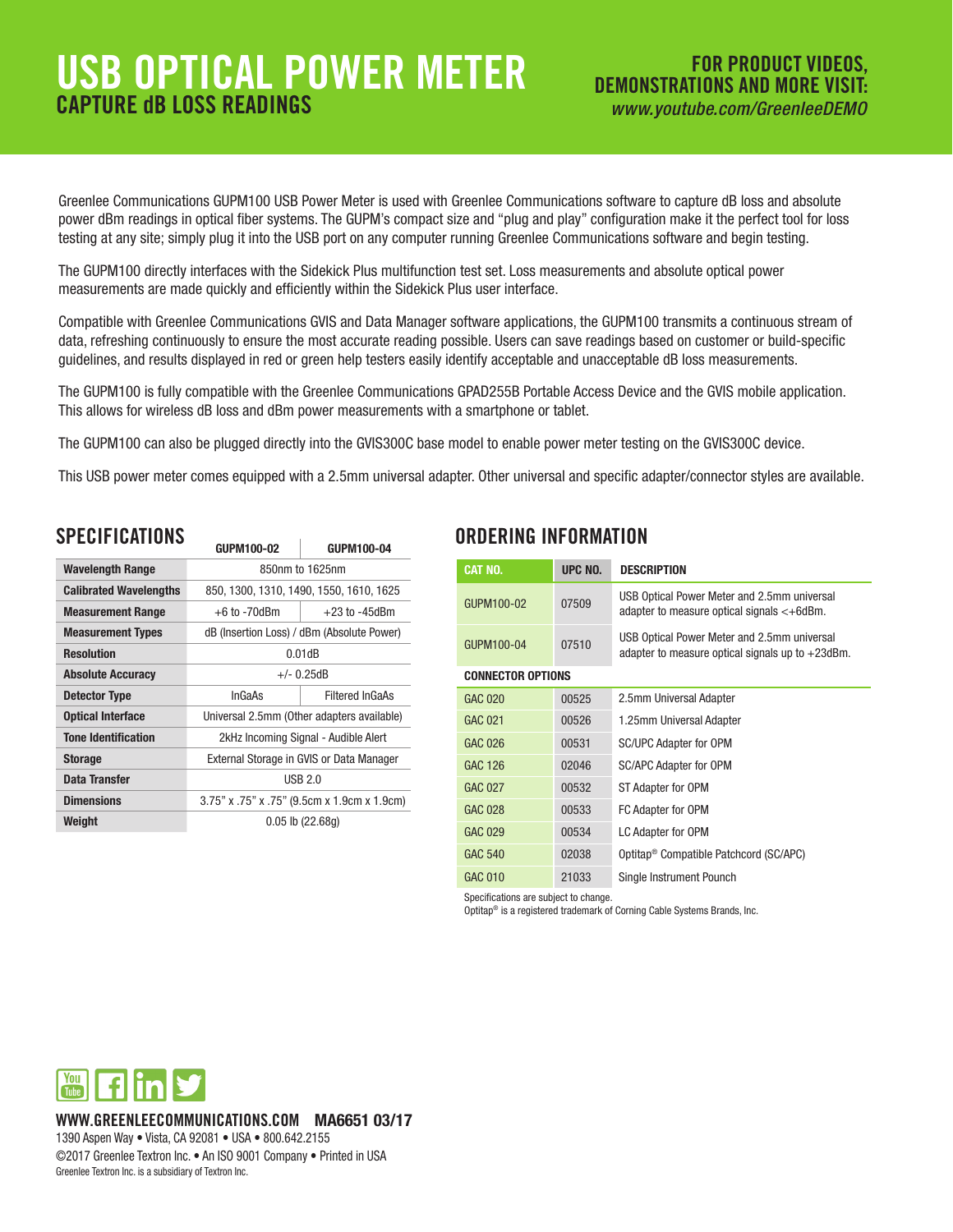# USB OPTICAL POWER METER

## CAPTURE dB LOSS READINGS

**FOR PRODUCT VIDEOS, DEMONSTRATIONS AND MORE VISIT:**
*www.youtube.com/GreenleeDEMO*

Greenlee Communications GUPM100 USB Power Meter is used with Greenlee Communications software to capture dB loss and absolute power dBm readings in optical fiber systems. The GUPM's compact size and "plug and play" configuration make it the perfect tool for loss testing at any site; simply plug it into the USB port on any computer running Greenlee Communications software and begin testing.

The GUPM100 directly interfaces with the Sidekick Plus multifunction test set. Loss measurements and absolute optical power measurements are made quickly and efficiently within the Sidekick Plus user interface.

Compatible with Greenlee Communications GVIS and Data Manager software applications, the GUPM100 transmits a continuous stream of data, refreshing continuously to ensure the most accurate reading possible. Users can save readings based on customer or build-specific guidelines, and results displayed in red or green help testers easily identify acceptable and unacceptable dB loss measurements.

The GUPM100 is fully compatible with the Greenlee Communications GPAD255B Portable Access Device and the GVIS mobile application. This allows for wireless dB loss and dBm power measurements with a smartphone or tablet.

The GUPM100 can also be plugged directly into the GVIS300C base model to enable power meter testing on the GVIS300C device.

This USB power meter comes equipped with a 2.5mm universal adapter. Other universal and specific adapter/connector styles are available.

## SPECIFICATIONS

| | GUPM100-02 | GUPM100-04 |
|---|---|---|
| **Wavelength Range** | 850nm to 1625nm | |
| **Calibrated Wavelengths** | 850, 1300, 1310, 1490, 1550, 1610, 1625 | |
| **Measurement Range** | +6 to -70dBm | +23 to -45dBm |
| **Measurement Types** | dB (Insertion Loss) / dBm (Absolute Power) | |
| **Resolution** | 0.01dB | |
| **Absolute Accuracy** | +/- 0.25dB | |
| **Detector Type** | InGaAs | Filtered InGaAs |
| **Optical Interface** | Universal 2.5mm (Other adapters available) | |
| **Tone Identification** | 2kHz Incoming Signal - Audible Alert | |
| **Storage** | External Storage in GVIS or Data Manager | |
| **Data Transfer** | USB 2.0 | |
| **Dimensions** | 3.75" x .75" x .75" (9.5cm x 1.9cm x 1.9cm) | |
| **Weight** | 0.05 lb (22.68g) | |

## ORDERING INFORMATION

| CAT NO. | UPC NO. | DESCRIPTION |
|---|---|---|
| GUPM100-02 | 07509 | USB Optical Power Meter and 2.5mm universal adapter to measure optical signals <+6dBm. |
| GUPM100-04 | 07510 | USB Optical Power Meter and 2.5mm universal adapter to measure optical signals up to +23dBm. |
| **CONNECTOR OPTIONS** | | |
| GAC 020 | 00525 | 2.5mm Universal Adapter |
| GAC 021 | 00526 | 1.25mm Universal Adapter |
| GAC 026 | 00531 | SC/UPC Adapter for OPM |
| GAC 126 | 02046 | SC/APC Adapter for OPM |
| GAC 027 | 00532 | ST Adapter for OPM |
| GAC 028 | 00533 | FC Adapter for OPM |
| GAC 029 | 00534 | LC Adapter for OPM |
| GAC 540 | 02038 | Optitap® Compatible Patchcord (SC/APC) |
| GAC 010 | 21033 | Single Instrument Pounch |

Specifications are subject to change.
Optitap® is a registered trademark of Corning Cable Systems Brands, Inc.

**WWW.GREENLEECOMMUNICATIONS.COM MA6651 03/17**
1390 Aspen Way • Vista, CA 92081 • USA • 800.642.2155
©2017 Greenlee Textron Inc. • An ISO 9001 Company • Printed in USA
Greenlee Textron Inc. is a subsidiary of Textron Inc.